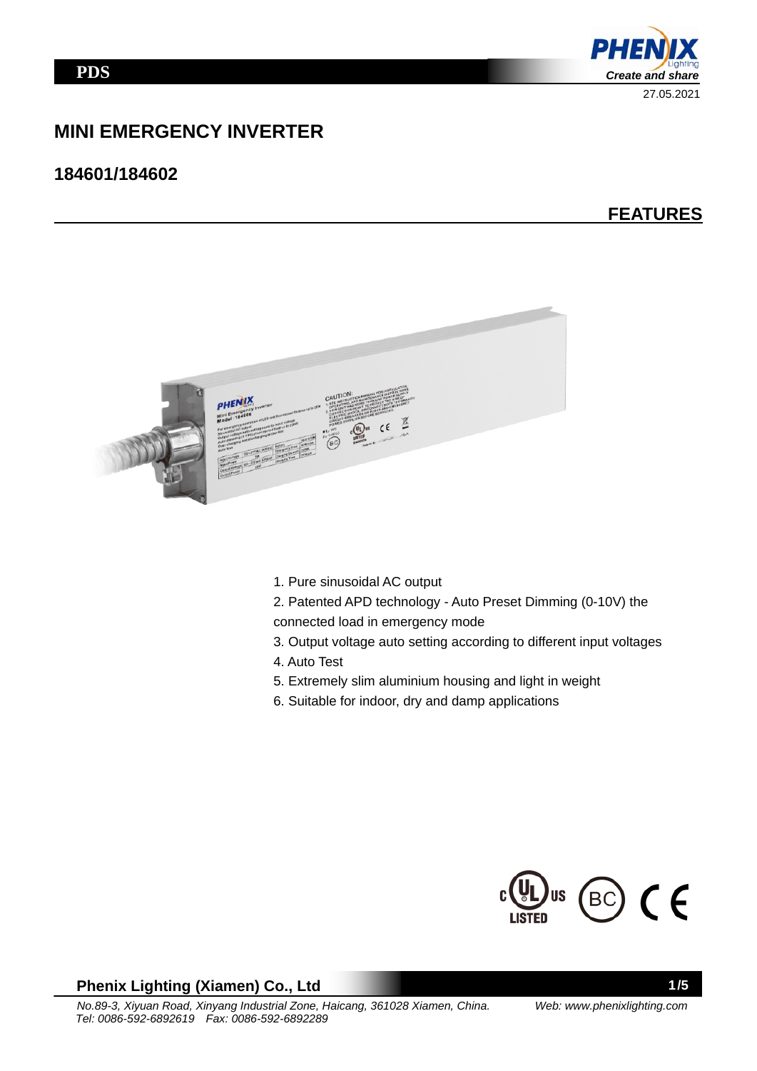PDS

27.05.2021

# MINI EMERGENCY INVERTER

## 184601/184602

## FEATURES

1. Pure sinusoidal AC output
2. Patented APD technology - Auto Preset Dimming (0-10V) the connected load in emergency mode
3. Output voltage auto setting according to different input voltages
4. Auto Test
5. Extremely slim aluminium housing and light in weight
6. Suitable for indoor, dry and damp applications

**Phenix Lighting (Xiamen) Co., Ltd**

*No.89-3, Xiyuan Road, Xinyang Industrial Zone, Haicang, 361028 Xiamen, China.*
*Tel: 0086-592-6892619 Fax: 0086-592-6892289*
*Web: www.phenixlighting.com*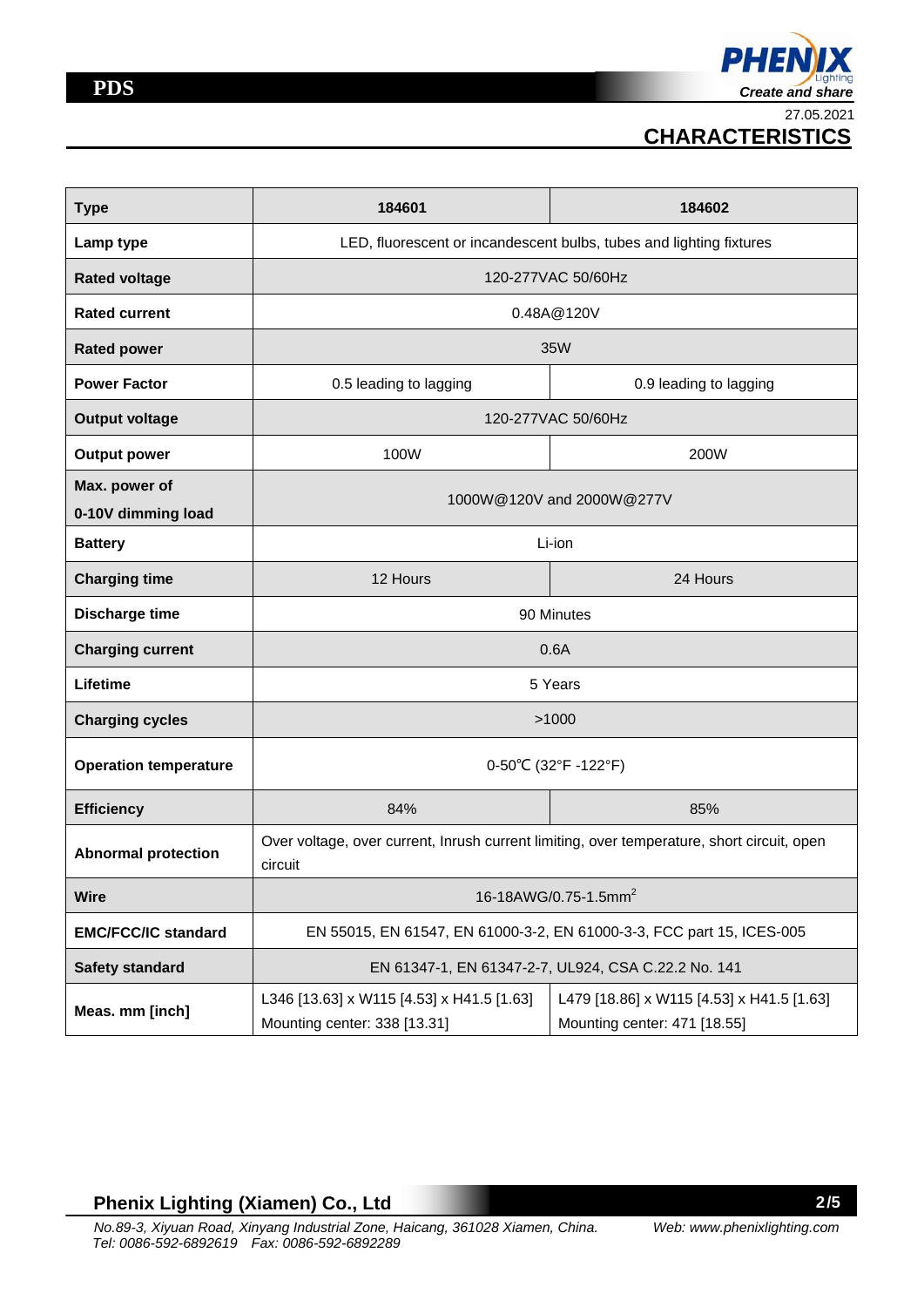27.05.2021

# CHARACTERISTICS

| Type | 184601 | 184602 |
|---|---|---|
| Lamp type | LED, fluorescent or incandescent bulbs, tubes and lighting fixtures | |
| Rated voltage | 120-277VAC 50/60Hz | |
| Rated current | 0.48A@120V | |
| Rated power | 35W | |
| Power Factor | 0.5 leading to lagging | 0.9 leading to lagging |
| Output voltage | 120-277VAC 50/60Hz | |
| Output power | 100W | 200W |
| Max. power of 0-10V dimming load | 1000W@120V and 2000W@277V | |
| Battery | Li-ion | |
| Charging time | 12 Hours | 24 Hours |
| Discharge time | 90 Minutes | |
| Charging current | 0.6A | |
| Lifetime | 5 Years | |
| Charging cycles | >1000 | |
| Operation temperature | 0-50℃ (32°F -122°F) | |
| Efficiency | 84% | 85% |
| Abnormal protection | Over voltage, over current, Inrush current limiting, over temperature, short circuit, open circuit | |
| Wire | 16-18AWG/0.75-1.5mm$^2$ | |
| EMC/FCC/IC standard | EN 55015, EN 61547, EN 61000-3-2, EN 61000-3-3, FCC part 15, ICES-005 | |
| Safety standard | EN 61347-1, EN 61347-2-7, UL924, CSA C.22.2 No. 141 | |
| Meas. mm [inch] | L346 [13.63] x W115 [4.53] x H41.5 [1.63] Mounting center: 338 [13.31] | L479 [18.86] x W115 [4.53] x H41.5 [1.63] Mounting center: 471 [18.55] |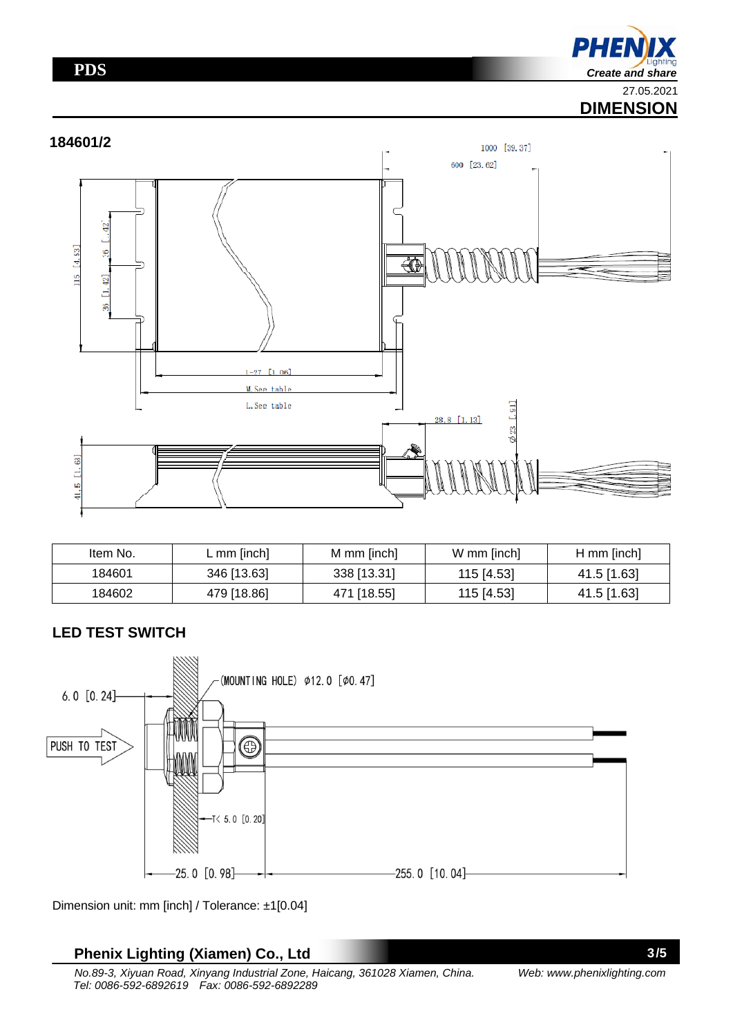## DIMENSION

### 184601/2

| Item No. | L mm [inch] | M mm [inch] | W mm [inch] | H mm [inch] |
|---|---|---|---|---|
| 184601 | 346 [13.63] | 338 [13.31] | 115 [4.53] | 41.5 [1.63] |
| 184602 | 479 [18.86] | 471 [18.55] | 115 [4.53] | 41.5 [1.63] |

### LED TEST SWITCH

Dimension unit: mm [inch] / Tolerance: ±1[0.04]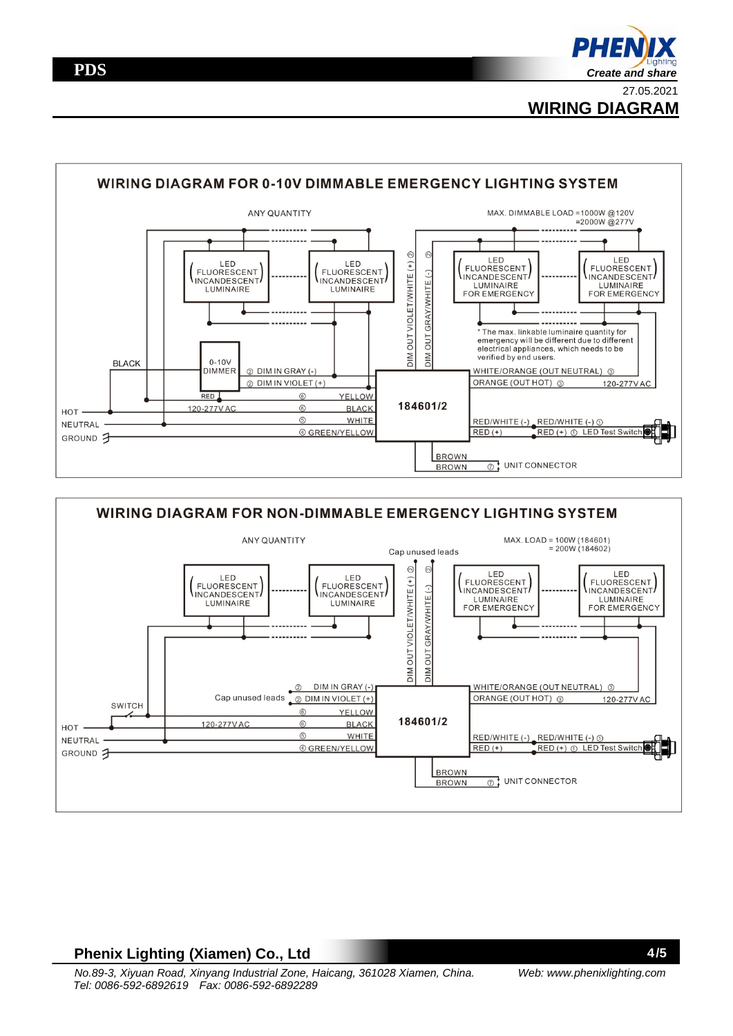## WIRING DIAGRAM

### WIRING DIAGRAM FOR 0-10V DIMMABLE EMERGENCY LIGHTING SYSTEM

ANY QUANTITY

MAX. DIMMABLE LOAD =1000W @120V
=2000W @277V

LED FLUORESCENT INCANDESCENT LUMINAIRE

LED FLUORESCENT INCANDESCENT LUMINAIRE

LED FLUORESCENT INCANDESCENT LUMINAIRE FOR EMERGENCY

LED FLUORESCENT INCANDESCENT LUMINAIRE FOR EMERGENCY

DIM OUT VIOLET/WHITE (+) ②

DIM OUT GRAY/WHITE (-) ②

* The max. linkable luminaire quantity for emergency will be different due to different electrical appliances, which needs to be verified by end users.

BLACK

0-10V DIMMER

② DIM IN GRAY (-)

② DIM IN VIOLET (+)

WHITE/ORANGE (OUT NEUTRAL) ③

ORANGE (OUT HOT) ③

120-277V AC

RED ⑥ YELLOW

HOT 120-277V AC ⑥ BLACK

NEUTRAL ⑤ WHITE

GROUND ④ GREEN/YELLOW

184601/2

RED/WHITE (-) RED/WHITE (-) ①

RED (+) RED (+) ① LED Test Switch

BROWN

BROWN ⑦ UNIT CONNECTOR

### WIRING DIAGRAM FOR NON-DIMMABLE EMERGENCY LIGHTING SYSTEM

ANY QUANTITY

MAX. LOAD = 100W (184601)
= 200W (184602)

Cap unused leads

LED FLUORESCENT INCANDESCENT LUMINAIRE

LED FLUORESCENT INCANDESCENT LUMINAIRE

LED FLUORESCENT INCANDESCENT LUMINAIRE FOR EMERGENCY

LED FLUORESCENT INCANDESCENT LUMINAIRE FOR EMERGENCY

DIM OUT VIOLET/WHITE (+) ②

DIM OUT GRAY/WHITE (-) ②

② DIM IN GRAY (-)

Cap unused leads ② DIM IN VIOLET (+)

WHITE/ORANGE (OUT NEUTRAL) ③

ORANGE (OUT HOT) ③

120-277V AC

SWITCH

⑥ YELLOW

HOT 120-277V AC ⑥ BLACK

NEUTRAL ⑤ WHITE

GROUND ④ GREEN/YELLOW

184601/2

RED/WHITE (-) RED/WHITE (-) ①

RED (+) RED (+) ① LED Test Switch

BROWN

BROWN ⑦ UNIT CONNECTOR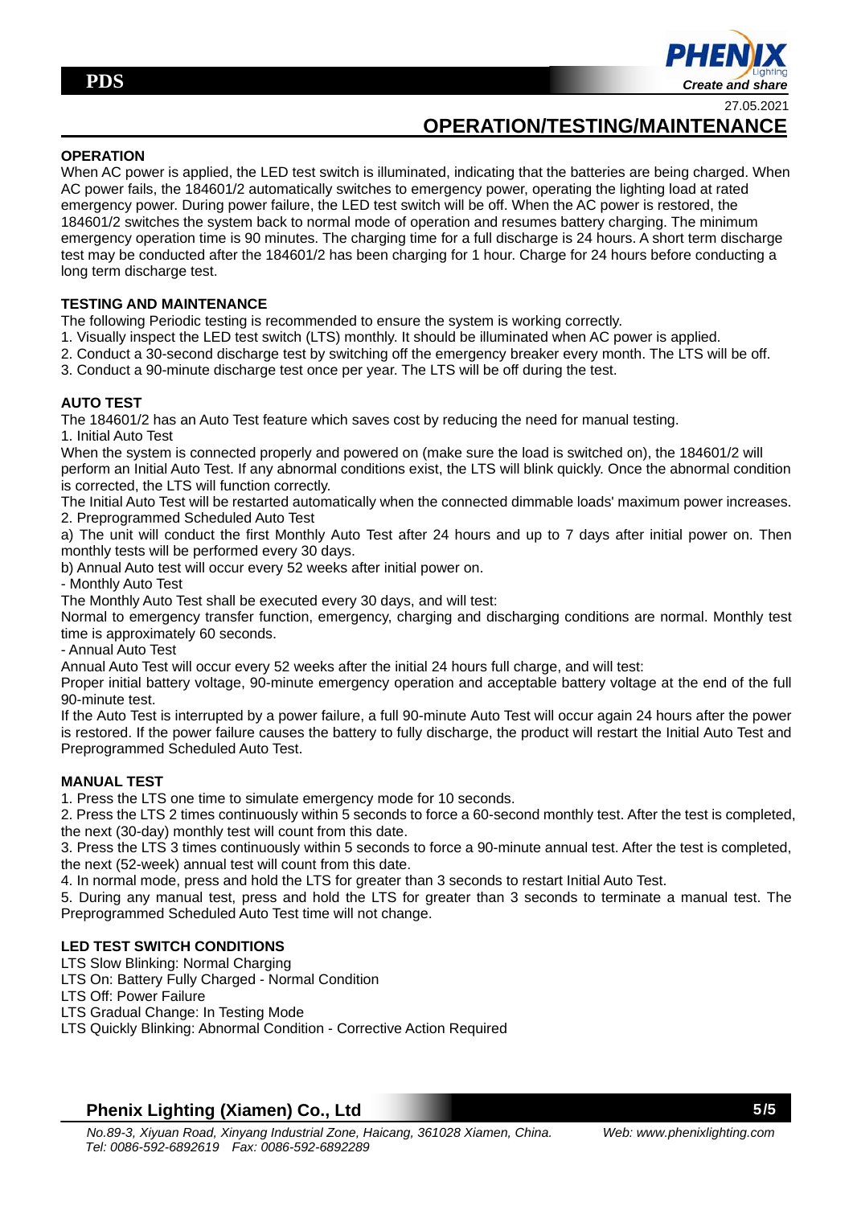27.05.2021

# OPERATION/TESTING/MAINTENANCE

**OPERATION**

When AC power is applied, the LED test switch is illuminated, indicating that the batteries are being charged. When AC power fails, the 184601/2 automatically switches to emergency power, operating the lighting load at rated emergency power. During power failure, the LED test switch will be off. When the AC power is restored, the 184601/2 switches the system back to normal mode of operation and resumes battery charging. The minimum emergency operation time is 90 minutes. The charging time for a full discharge is 24 hours. A short term discharge test may be conducted after the 184601/2 has been charging for 1 hour. Charge for 24 hours before conducting a long term discharge test.

**TESTING AND MAINTENANCE**

The following Periodic testing is recommended to ensure the system is working correctly.

1. Visually inspect the LED test switch (LTS) monthly. It should be illuminated when AC power is applied.
2. Conduct a 30-second discharge test by switching off the emergency breaker every month. The LTS will be off.
3. Conduct a 90-minute discharge test once per year. The LTS will be off during the test.

**AUTO TEST**

The 184601/2 has an Auto Test feature which saves cost by reducing the need for manual testing.

1. Initial Auto Test

When the system is connected properly and powered on (make sure the load is switched on), the 184601/2 will perform an Initial Auto Test. If any abnormal conditions exist, the LTS will blink quickly. Once the abnormal condition is corrected, the LTS will function correctly.

The Initial Auto Test will be restarted automatically when the connected dimmable loads' maximum power increases.

2. Preprogrammed Scheduled Auto Test

a) The unit will conduct the first Monthly Auto Test after 24 hours and up to 7 days after initial power on. Then monthly tests will be performed every 30 days.

b) Annual Auto test will occur every 52 weeks after initial power on.

- Monthly Auto Test

The Monthly Auto Test shall be executed every 30 days, and will test:

Normal to emergency transfer function, emergency, charging and discharging conditions are normal. Monthly test time is approximately 60 seconds.

- Annual Auto Test

Annual Auto Test will occur every 52 weeks after the initial 24 hours full charge, and will test:

Proper initial battery voltage, 90-minute emergency operation and acceptable battery voltage at the end of the full 90-minute test.

If the Auto Test is interrupted by a power failure, a full 90-minute Auto Test will occur again 24 hours after the power is restored. If the power failure causes the battery to fully discharge, the product will restart the Initial Auto Test and Preprogrammed Scheduled Auto Test.

**MANUAL TEST**

1. Press the LTS one time to simulate emergency mode for 10 seconds.
2. Press the LTS 2 times continuously within 5 seconds to force a 60-second monthly test. After the test is completed, the next (30-day) monthly test will count from this date.
3. Press the LTS 3 times continuously within 5 seconds to force a 90-minute annual test. After the test is completed, the next (52-week) annual test will count from this date.
4. In normal mode, press and hold the LTS for greater than 3 seconds to restart Initial Auto Test.
5. During any manual test, press and hold the LTS for greater than 3 seconds to terminate a manual test. The Preprogrammed Scheduled Auto Test time will not change.

**LED TEST SWITCH CONDITIONS**

LTS Slow Blinking: Normal Charging
LTS On: Battery Fully Charged - Normal Condition
LTS Off: Power Failure
LTS Gradual Change: In Testing Mode
LTS Quickly Blinking: Abnormal Condition - Corrective Action Required